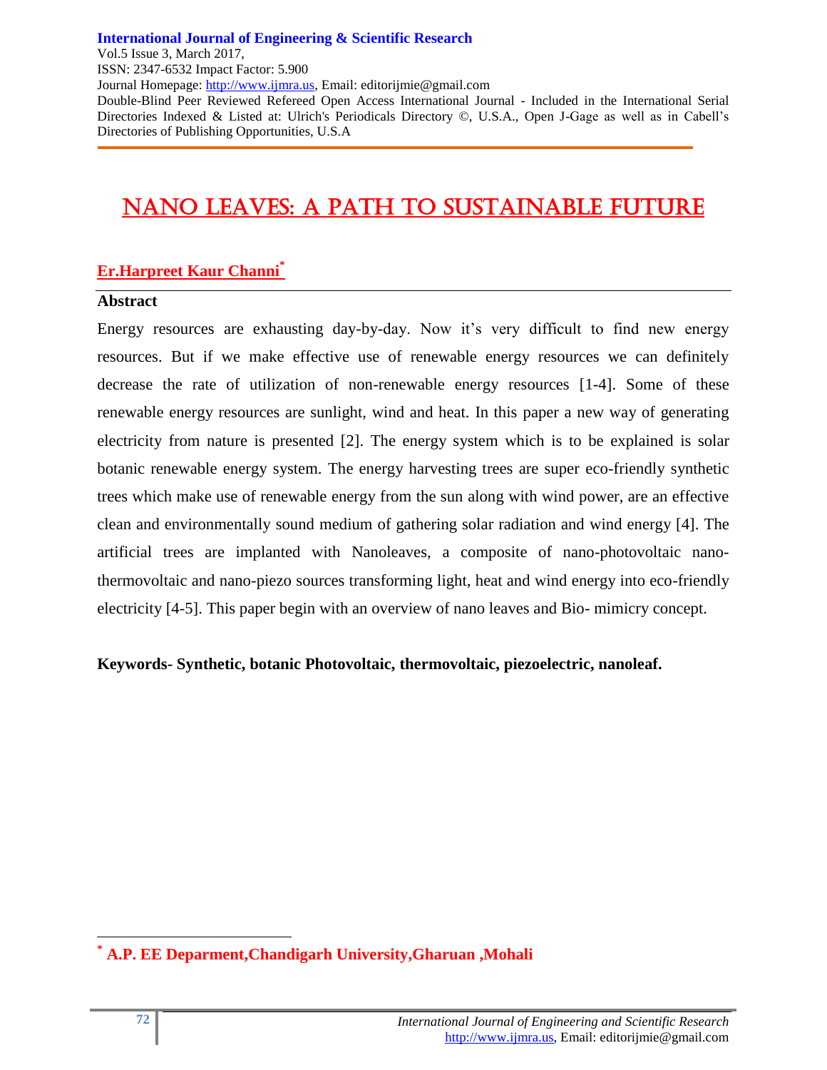# NANO LEAVES: A PATH TO SUSTAINABLE FUTURE

**Er.Harpreet Kaur Channi***

## Abstract

Energy resources are exhausting day-by-day. Now it's very difficult to find new energy resources. But if we make effective use of renewable energy resources we can definitely decrease the rate of utilization of non-renewable energy resources [1-4]. Some of these renewable energy resources are sunlight, wind and heat. In this paper a new way of generating electricity from nature is presented [2]. The energy system which is to be explained is solar botanic renewable energy system. The energy harvesting trees are super eco-friendly synthetic trees which make use of renewable energy from the sun along with wind power, are an effective clean and environmentally sound medium of gathering solar radiation and wind energy [4]. The artificial trees are implanted with Nanoleaves, a composite of nano-photovoltaic nano-thermovoltaic and nano-piezo sources transforming light, heat and wind energy into eco-friendly electricity [4-5]. This paper begin with an overview of nano leaves and Bio- mimicry concept.

**Keywords- Synthetic, botanic Photovoltaic, thermovoltaic, piezoelectric, nanoleaf.**

---

**\* A.P. EE Deparment,Chandigarh University,Gharuan ,Mohali**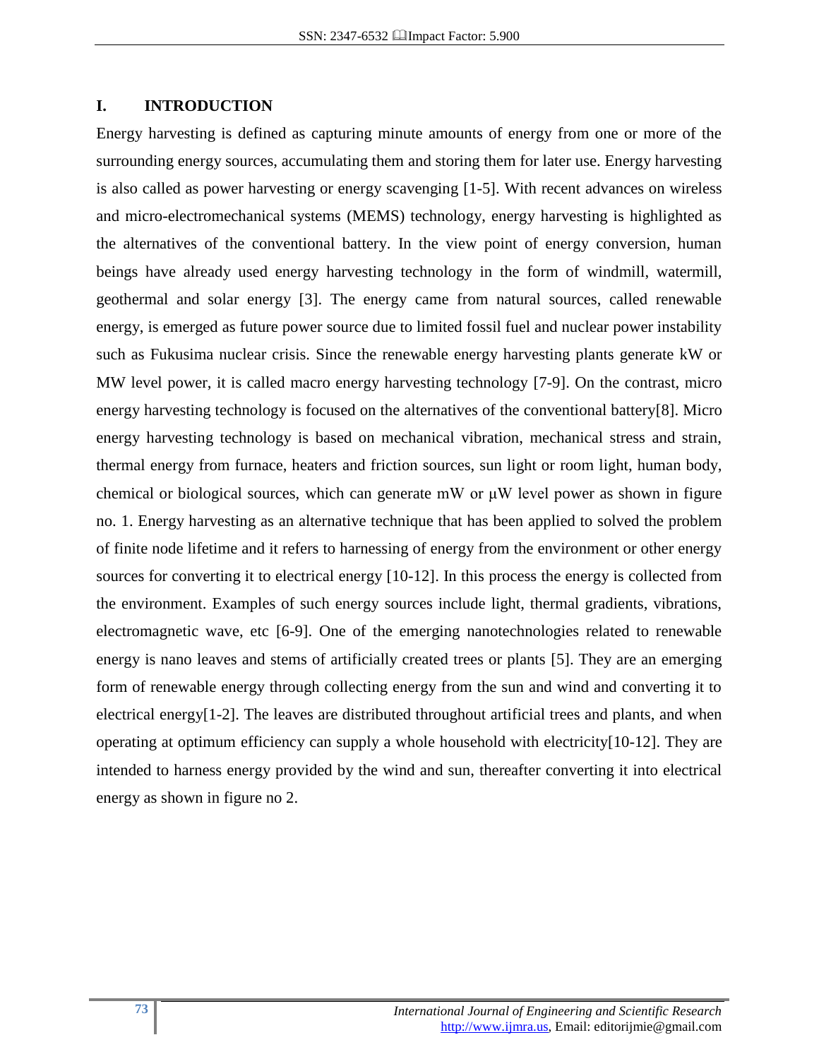## I. INTRODUCTION

Energy harvesting is defined as capturing minute amounts of energy from one or more of the surrounding energy sources, accumulating them and storing them for later use. Energy harvesting is also called as power harvesting or energy scavenging [1-5]. With recent advances on wireless and micro-electromechanical systems (MEMS) technology, energy harvesting is highlighted as the alternatives of the conventional battery. In the view point of energy conversion, human beings have already used energy harvesting technology in the form of windmill, watermill, geothermal and solar energy [3]. The energy came from natural sources, called renewable energy, is emerged as future power source due to limited fossil fuel and nuclear power instability such as Fukusima nuclear crisis. Since the renewable energy harvesting plants generate kW or MW level power, it is called macro energy harvesting technology [7-9]. On the contrast, micro energy harvesting technology is focused on the alternatives of the conventional battery[8]. Micro energy harvesting technology is based on mechanical vibration, mechanical stress and strain, thermal energy from furnace, heaters and friction sources, sun light or room light, human body, chemical or biological sources, which can generate mW or μW level power as shown in figure no. 1. Energy harvesting as an alternative technique that has been applied to solved the problem of finite node lifetime and it refers to harnessing of energy from the environment or other energy sources for converting it to electrical energy [10-12]. In this process the energy is collected from the environment. Examples of such energy sources include light, thermal gradients, vibrations, electromagnetic wave, etc [6-9]. One of the emerging nanotechnologies related to renewable energy is nano leaves and stems of artificially created trees or plants [5]. They are an emerging form of renewable energy through collecting energy from the sun and wind and converting it to electrical energy[1-2]. The leaves are distributed throughout artificial trees and plants, and when operating at optimum efficiency can supply a whole household with electricity[10-12]. They are intended to harness energy provided by the wind and sun, thereafter converting it into electrical energy as shown in figure no 2.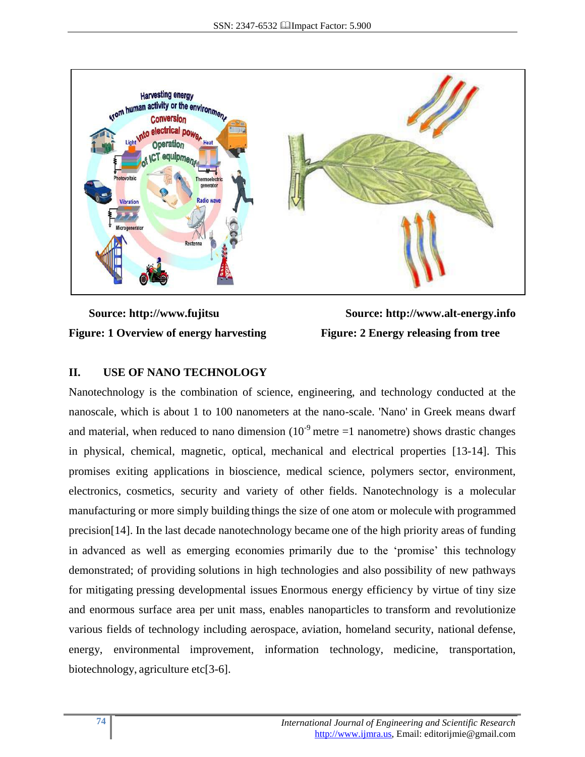Source: http://www.fujitsu

**Figure: 1 Overview of energy harvesting**

Source: http://www.alt-energy.info

**Figure: 2 Energy releasing from tree**

## II. USE OF NANO TECHNOLOGY

Nanotechnology is the combination of science, engineering, and technology conducted at the nanoscale, which is about 1 to 100 nanometers at the nano-scale. 'Nano' in Greek means dwarf and material, when reduced to nano dimension ($10^{-9}$ metre =1 nanometre) shows drastic changes in physical, chemical, magnetic, optical, mechanical and electrical properties [13-14]. This promises exiting applications in bioscience, medical science, polymers sector, environment, electronics, cosmetics, security and variety of other fields. Nanotechnology is a molecular manufacturing or more simply building things the size of one atom or molecule with programmed precision[14]. In the last decade nanotechnology became one of the high priority areas of funding in advanced as well as emerging economies primarily due to the 'promise' this technology demonstrated; of providing solutions in high technologies and also possibility of new pathways for mitigating pressing developmental issues Enormous energy efficiency by virtue of tiny size and enormous surface area per unit mass, enables nanoparticles to transform and revolutionize various fields of technology including aerospace, aviation, homeland security, national defense, energy, environmental improvement, information technology, medicine, transportation, biotechnology, agriculture etc[3-6].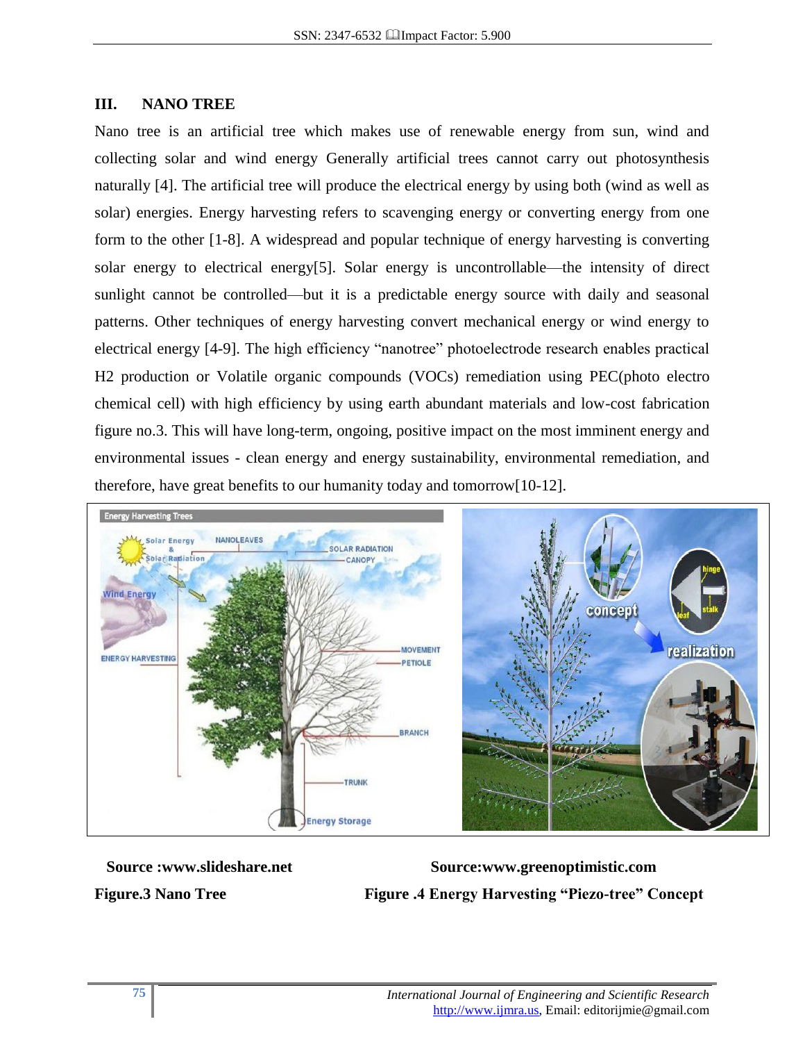## III. NANO TREE

Nano tree is an artificial tree which makes use of renewable energy from sun, wind and collecting solar and wind energy Generally artificial trees cannot carry out photosynthesis naturally [4]. The artificial tree will produce the electrical energy by using both (wind as well as solar) energies. Energy harvesting refers to scavenging energy or converting energy from one form to the other [1-8]. A widespread and popular technique of energy harvesting is converting solar energy to electrical energy[5]. Solar energy is uncontrollable—the intensity of direct sunlight cannot be controlled—but it is a predictable energy source with daily and seasonal patterns. Other techniques of energy harvesting convert mechanical energy or wind energy to electrical energy [4-9]. The high efficiency "nanotree" photoelectrode research enables practical H2 production or Volatile organic compounds (VOCs) remediation using PEC(photo electro chemical cell) with high efficiency by using earth abundant materials and low-cost fabrication figure no.3. This will have long-term, ongoing, positive impact on the most imminent energy and environmental issues - clean energy and energy sustainability, environmental remediation, and therefore, have great benefits to our humanity today and tomorrow[10-12].

**Source :www.slideshare.net**

**Figure.3 Nano Tree**

**Source:www.greenoptimistic.com**

**Figure .4 Energy Harvesting "Piezo-tree" Concept**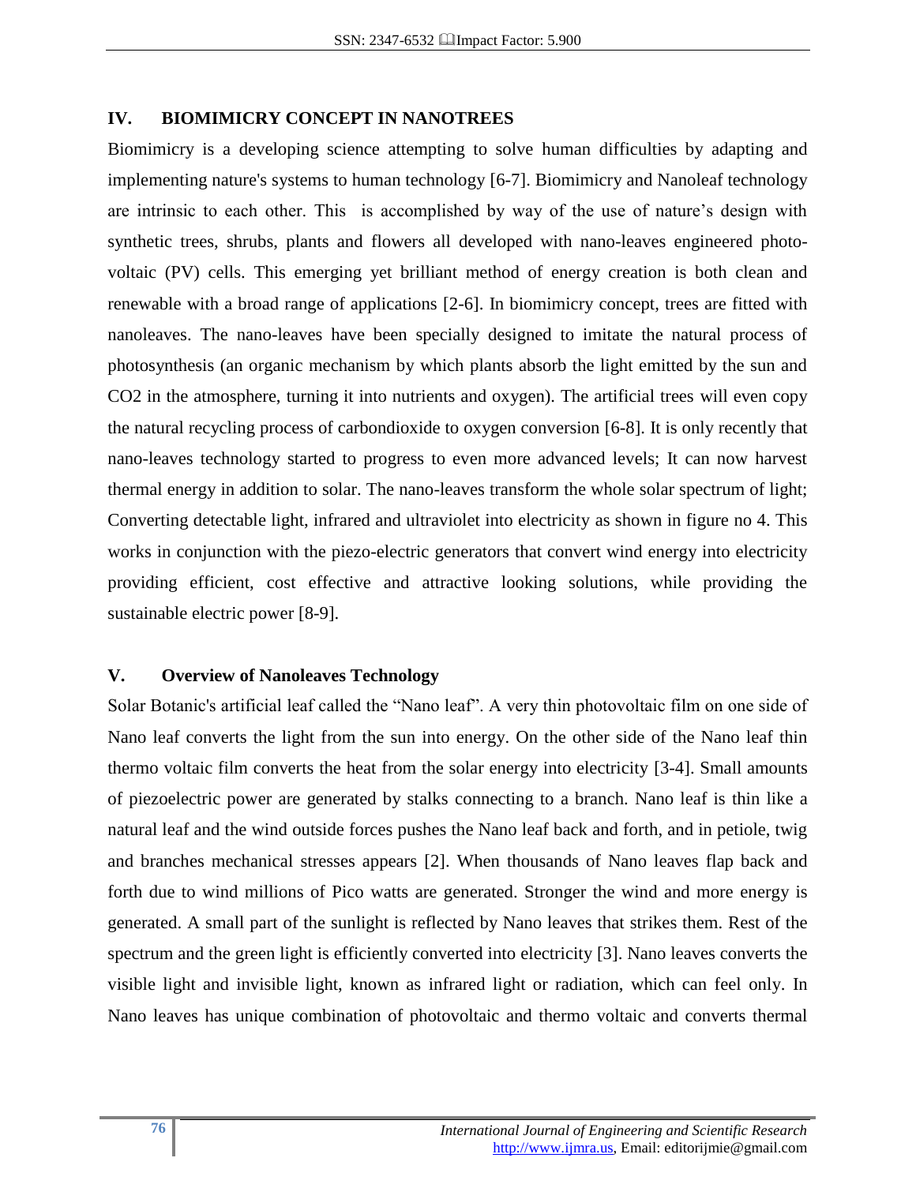## IV. BIOMIMICRY CONCEPT IN NANOTREES

Biomimicry is a developing science attempting to solve human difficulties by adapting and implementing nature's systems to human technology [6-7]. Biomimicry and Nanoleaf technology are intrinsic to each other. This is accomplished by way of the use of nature's design with synthetic trees, shrubs, plants and flowers all developed with nano-leaves engineered photo-voltaic (PV) cells. This emerging yet brilliant method of energy creation is both clean and renewable with a broad range of applications [2-6]. In biomimicry concept, trees are fitted with nanoleaves. The nano-leaves have been specially designed to imitate the natural process of photosynthesis (an organic mechanism by which plants absorb the light emitted by the sun and CO2 in the atmosphere, turning it into nutrients and oxygen). The artificial trees will even copy the natural recycling process of carbondioxide to oxygen conversion [6-8]. It is only recently that nano-leaves technology started to progress to even more advanced levels; It can now harvest thermal energy in addition to solar. The nano-leaves transform the whole solar spectrum of light; Converting detectable light, infrared and ultraviolet into electricity as shown in figure no 4. This works in conjunction with the piezo-electric generators that convert wind energy into electricity providing efficient, cost effective and attractive looking solutions, while providing the sustainable electric power [8-9].

## V. Overview of Nanoleaves Technology

Solar Botanic's artificial leaf called the "Nano leaf". A very thin photovoltaic film on one side of Nano leaf converts the light from the sun into energy. On the other side of the Nano leaf thin thermo voltaic film converts the heat from the solar energy into electricity [3-4]. Small amounts of piezoelectric power are generated by stalks connecting to a branch. Nano leaf is thin like a natural leaf and the wind outside forces pushes the Nano leaf back and forth, and in petiole, twig and branches mechanical stresses appears [2]. When thousands of Nano leaves flap back and forth due to wind millions of Pico watts are generated. Stronger the wind and more energy is generated. A small part of the sunlight is reflected by Nano leaves that strikes them. Rest of the spectrum and the green light is efficiently converted into electricity [3]. Nano leaves converts the visible light and invisible light, known as infrared light or radiation, which can feel only. In Nano leaves has unique combination of photovoltaic and thermo voltaic and converts thermal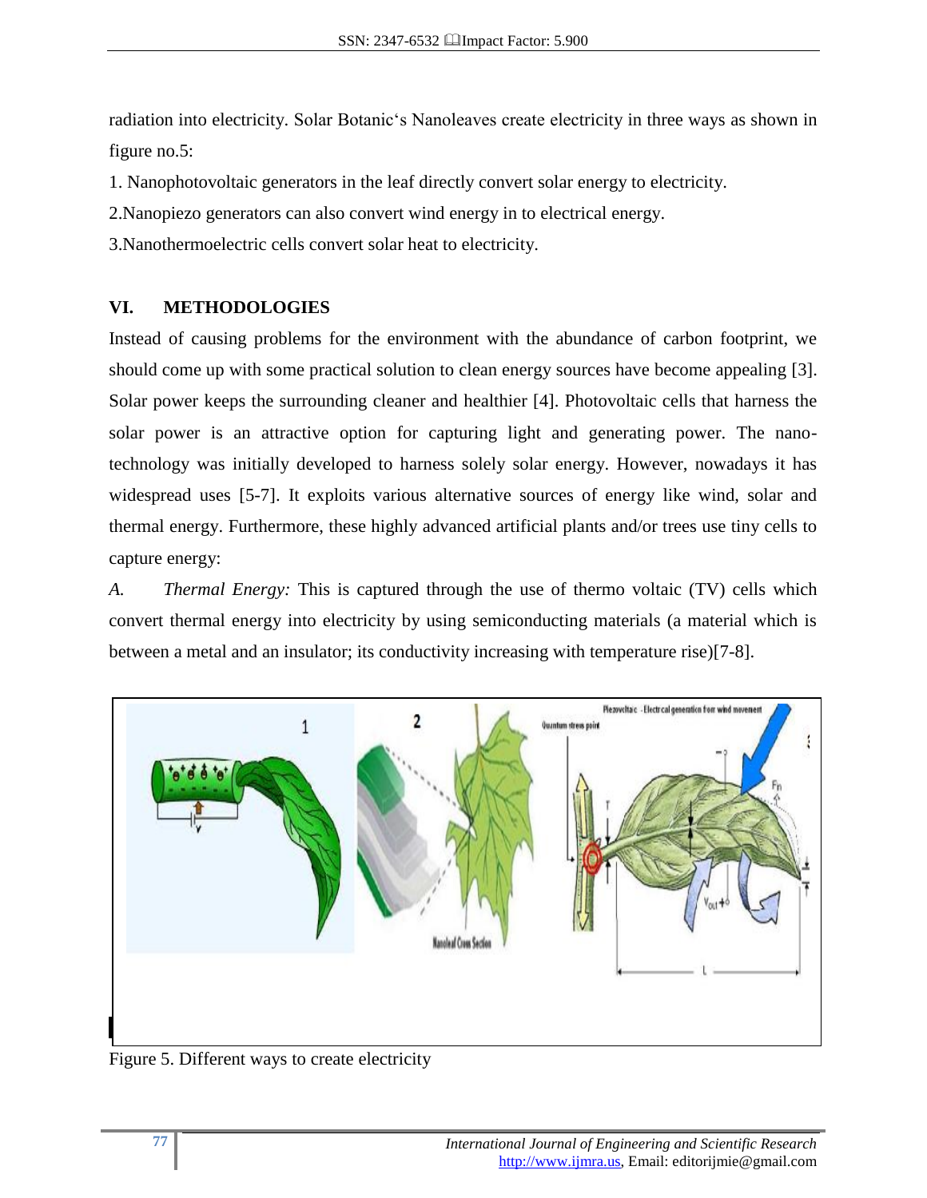radiation into electricity. Solar Botanic's Nanoleaves create electricity in three ways as shown in figure no.5:

1. Nanophotovoltaic generators in the leaf directly convert solar energy to electricity.
2. Nanopiezo generators can also convert wind energy in to electrical energy.
3. Nanothermoelectric cells convert solar heat to electricity.

## VI. METHODOLOGIES

Instead of causing problems for the environment with the abundance of carbon footprint, we should come up with some practical solution to clean energy sources have become appealing [3]. Solar power keeps the surrounding cleaner and healthier [4]. Photovoltaic cells that harness the solar power is an attractive option for capturing light and generating power. The nano-technology was initially developed to harness solely solar energy. However, nowadays it has widespread uses [5-7]. It exploits various alternative sources of energy like wind, solar and thermal energy. Furthermore, these highly advanced artificial plants and/or trees use tiny cells to capture energy:

*A. Thermal Energy:* This is captured through the use of thermo voltaic (TV) cells which convert thermal energy into electricity by using semiconducting materials (a material which is between a metal and an insulator; its conductivity increasing with temperature rise)[7-8].

Figure 5. Different ways to create electricity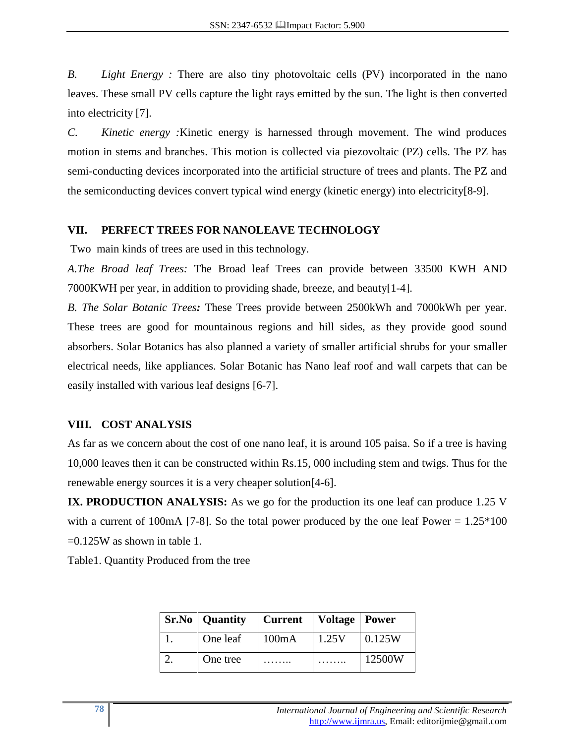*B. Light Energy :* There are also tiny photovoltaic cells (PV) incorporated in the nano leaves. These small PV cells capture the light rays emitted by the sun. The light is then converted into electricity [7].

*C. Kinetic energy :*Kinetic energy is harnessed through movement. The wind produces motion in stems and branches. This motion is collected via piezovoltaic (PZ) cells. The PZ has semi-conducting devices incorporated into the artificial structure of trees and plants. The PZ and the semiconducting devices convert typical wind energy (kinetic energy) into electricity[8-9].

## VII. PERFECT TREES FOR NANOLEAVE TECHNOLOGY

Two main kinds of trees are used in this technology.

*A.The Broad leaf Trees:* The Broad leaf Trees can provide between 33500 KWH AND 7000KWH per year, in addition to providing shade, breeze, and beauty[1-4].

*B. The Solar Botanic Trees:* These Trees provide between 2500kWh and 7000kWh per year. These trees are good for mountainous regions and hill sides, as they provide good sound absorbers. Solar Botanics has also planned a variety of smaller artificial shrubs for your smaller electrical needs, like appliances. Solar Botanic has Nano leaf roof and wall carpets that can be easily installed with various leaf designs [6-7].

## VIII. COST ANALYSIS

As far as we concern about the cost of one nano leaf, it is around 105 paisa. So if a tree is having 10,000 leaves then it can be constructed within Rs.15, 000 including stem and twigs. Thus for the renewable energy sources it is a very cheaper solution[4-6].

**IX. PRODUCTION ANALYSIS:** As we go for the production its one leaf can produce 1.25 V with a current of 100mA [7-8]. So the total power produced by the one leaf Power = 1.25*100 =0.125W as shown in table 1.

Table1. Quantity Produced from the tree

| Sr.No | Quantity | Current | Voltage | Power |
|---|---|---|---|---|
| 1. | One leaf | 100mA | 1.25V | 0.125W |
| 2. | One tree | …….. | …….. | 12500W |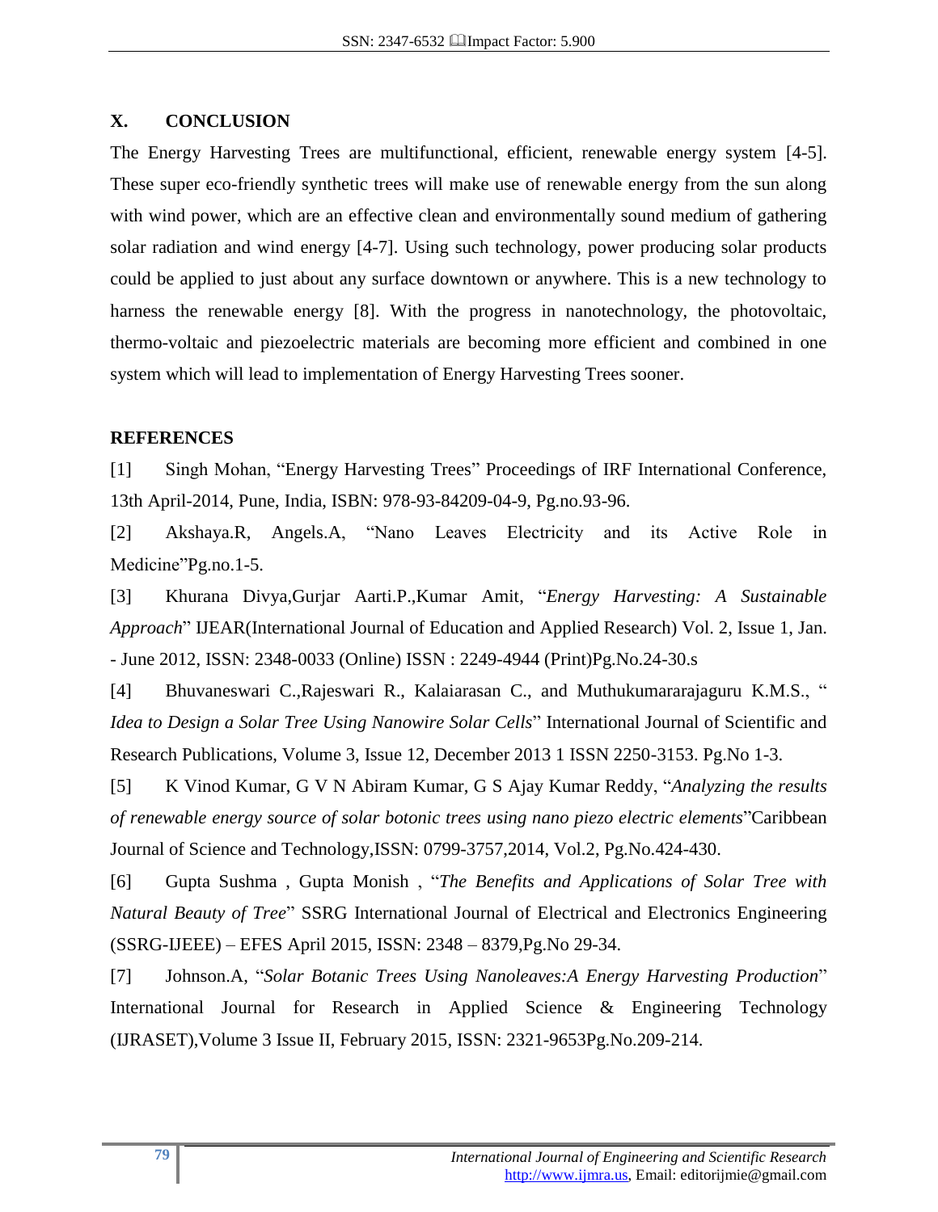## X. CONCLUSION

The Energy Harvesting Trees are multifunctional, efficient, renewable energy system [4-5]. These super eco-friendly synthetic trees will make use of renewable energy from the sun along with wind power, which are an effective clean and environmentally sound medium of gathering solar radiation and wind energy [4-7]. Using such technology, power producing solar products could be applied to just about any surface downtown or anywhere. This is a new technology to harness the renewable energy [8]. With the progress in nanotechnology, the photovoltaic, thermo-voltaic and piezoelectric materials are becoming more efficient and combined in one system which will lead to implementation of Energy Harvesting Trees sooner.

## REFERENCES

[1] Singh Mohan, "Energy Harvesting Trees" Proceedings of IRF International Conference, 13th April-2014, Pune, India, ISBN: 978-93-84209-04-9, Pg.no.93-96.

[2] Akshaya.R, Angels.A, "Nano Leaves Electricity and its Active Role in Medicine"Pg.no.1-5.

[3] Khurana Divya,Gurjar Aarti.P.,Kumar Amit, "*Energy Harvesting: A Sustainable Approach*" IJEAR(International Journal of Education and Applied Research) Vol. 2, Issue 1, Jan. - June 2012, ISSN: 2348-0033 (Online) ISSN : 2249-4944 (Print)Pg.No.24-30.s

[4] Bhuvaneswari C.,Rajeswari R., Kalaiarasan C., and Muthukumararajaguru K.M.S., "*Idea to Design a Solar Tree Using Nanowire Solar Cells*" International Journal of Scientific and Research Publications, Volume 3, Issue 12, December 2013 1 ISSN 2250-3153. Pg.No 1-3.

[5] K Vinod Kumar, G V N Abiram Kumar, G S Ajay Kumar Reddy, "*Analyzing the results of renewable energy source of solar botonic trees using nano piezo electric elements*"Caribbean Journal of Science and Technology,ISSN: 0799-3757,2014, Vol.2, Pg.No.424-430.

[6] Gupta Sushma , Gupta Monish , "*The Benefits and Applications of Solar Tree with Natural Beauty of Tree*" SSRG International Journal of Electrical and Electronics Engineering (SSRG-IJEEE) – EFES April 2015, ISSN: 2348 – 8379,Pg.No 29-34.

[7] Johnson.A, "*Solar Botanic Trees Using Nanoleaves:A Energy Harvesting Production*" International Journal for Research in Applied Science & Engineering Technology (IJRASET),Volume 3 Issue II, February 2015, ISSN: 2321-9653Pg.No.209-214.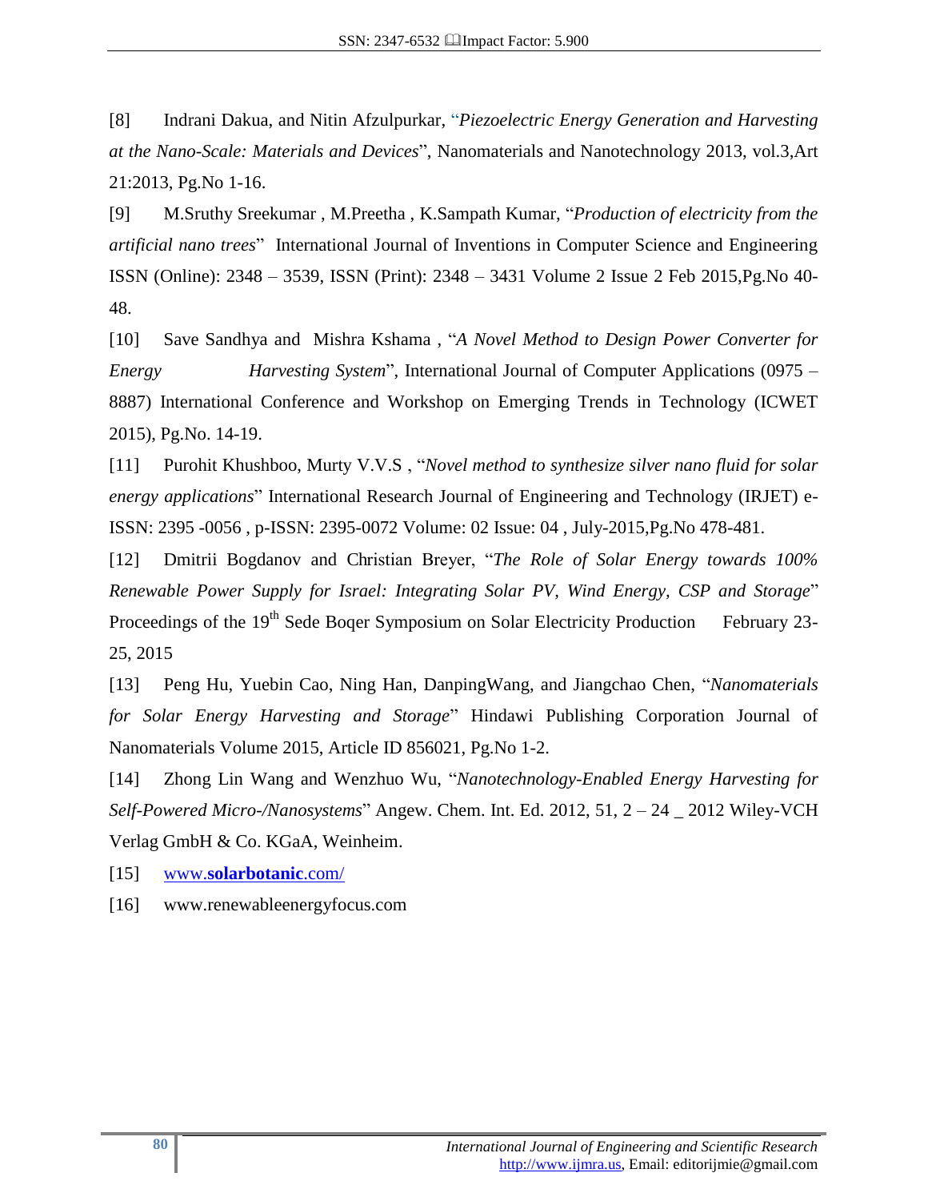[8] Indrani Dakua, and Nitin Afzulpurkar, "*Piezoelectric Energy Generation and Harvesting at the Nano-Scale: Materials and Devices*", Nanomaterials and Nanotechnology 2013, vol.3,Art 21:2013, Pg.No 1-16.

[9] M.Sruthy Sreekumar , M.Preetha , K.Sampath Kumar, "*Production of electricity from the artificial nano trees*" International Journal of Inventions in Computer Science and Engineering ISSN (Online): 2348 – 3539, ISSN (Print): 2348 – 3431 Volume 2 Issue 2 Feb 2015,Pg.No 40-48.

[10] Save Sandhya and Mishra Kshama , "*A Novel Method to Design Power Converter for Energy Harvesting System*", International Journal of Computer Applications (0975 – 8887) International Conference and Workshop on Emerging Trends in Technology (ICWET 2015), Pg.No. 14-19.

[11] Purohit Khushboo, Murty V.V.S , "*Novel method to synthesize silver nano fluid for solar energy applications*" International Research Journal of Engineering and Technology (IRJET) e-ISSN: 2395 -0056 , p-ISSN: 2395-0072 Volume: 02 Issue: 04 , July-2015,Pg.No 478-481.

[12] Dmitrii Bogdanov and Christian Breyer, "*The Role of Solar Energy towards 100% Renewable Power Supply for Israel: Integrating Solar PV, Wind Energy, CSP and Storage*" Proceedings of the 19th Sede Boqer Symposium on Solar Electricity Production February 23-25, 2015

[13] Peng Hu, Yuebin Cao, Ning Han, DanpingWang, and Jiangchao Chen, "*Nanomaterials for Solar Energy Harvesting and Storage*" Hindawi Publishing Corporation Journal of Nanomaterials Volume 2015, Article ID 856021, Pg.No 1-2.

[14] Zhong Lin Wang and Wenzhuo Wu, "*Nanotechnology-Enabled Energy Harvesting for Self-Powered Micro-/Nanosystems*" Angew. Chem. Int. Ed. 2012, 51, 2 – 24 _ 2012 Wiley-VCH Verlag GmbH & Co. KGaA, Weinheim.

[15] www.**solarbotanic**.com/

[16] www.renewableenergyfocus.com